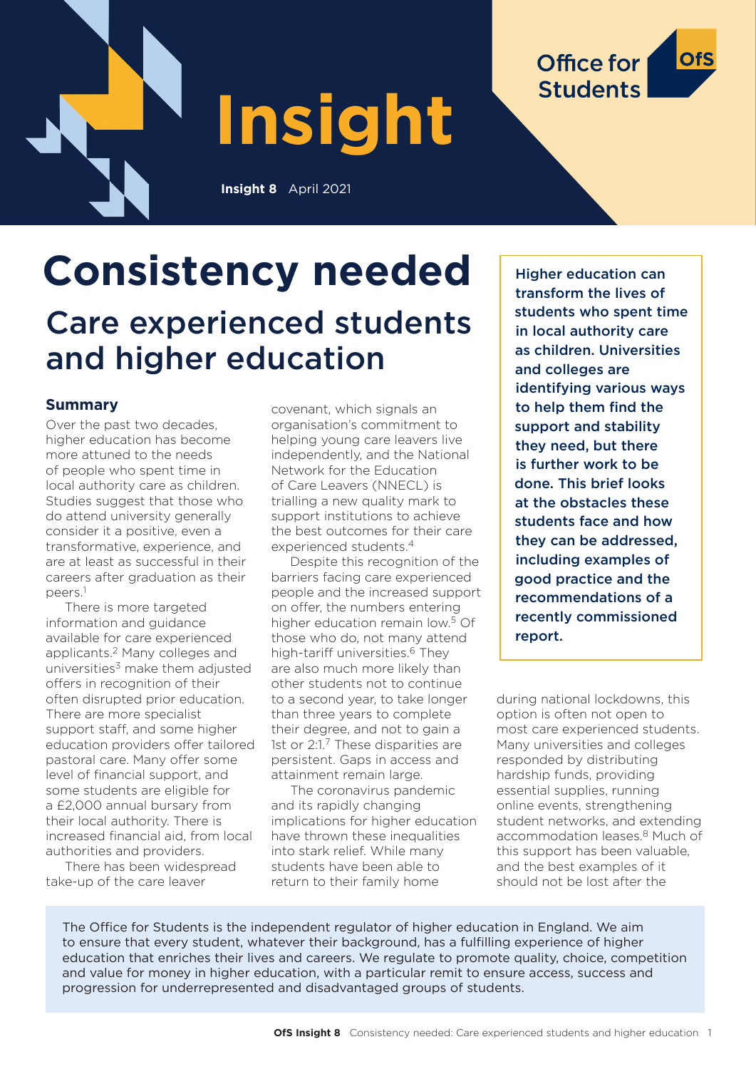# Insight

**Insight 8** April 2021

# Consistency needed

## Care experienced students and higher education

**Higher education can transform the lives of students who spent time in local authority care as children. Universities and colleges are identifying various ways to help them find the support and stability they need, but there is further work to be done. This brief looks at the obstacles these students face and how they can be addressed, including examples of good practice and the recommendations of a recently commissioned report.**

### Summary

Over the past two decades, higher education has become more attuned to the needs of people who spent time in local authority care as children. Studies suggest that those who do attend university generally consider it a positive, even a transformative, experience, and are at least as successful in their careers after graduation as their peers.[1]

There is more targeted information and guidance available for care experienced applicants.[2] Many colleges and universities[3] make them adjusted offers in recognition of their often disrupted prior education. There are more specialist support staff, and some higher education providers offer tailored pastoral care. Many offer some level of financial support, and some students are eligible for a £2,000 annual bursary from their local authority. There is increased financial aid, from local authorities and providers.

There has been widespread take-up of the care leaver covenant, which signals an organisation's commitment to helping young care leavers live independently, and the National Network for the Education of Care Leavers (NNECL) is trialling a new quality mark to support institutions to achieve the best outcomes for their care experienced students.[4]

Despite this recognition of the barriers facing care experienced people and the increased support on offer, the numbers entering higher education remain low.[5] Of those who do, not many attend high-tariff universities.[6] They are also much more likely than other students not to continue to a second year, to take longer than three years to complete their degree, and not to gain a 1st or 2:1.[7] These disparities are persistent. Gaps in access and attainment remain large.

The coronavirus pandemic and its rapidly changing implications for higher education have thrown these inequalities into stark relief. While many students have been able to return to their family home during national lockdowns, this option is often not open to most care experienced students. Many universities and colleges responded by distributing hardship funds, providing essential supplies, running online events, strengthening student networks, and extending accommodation leases.[8] Much of this support has been valuable, and the best examples of it should not be lost after the

The Office for Students is the independent regulator of higher education in England. We aim to ensure that every student, whatever their background, has a fulfilling experience of higher education that enriches their lives and careers. We regulate to promote quality, choice, competition and value for money in higher education, with a particular remit to ensure access, success and progression for underrepresented and disadvantaged groups of students.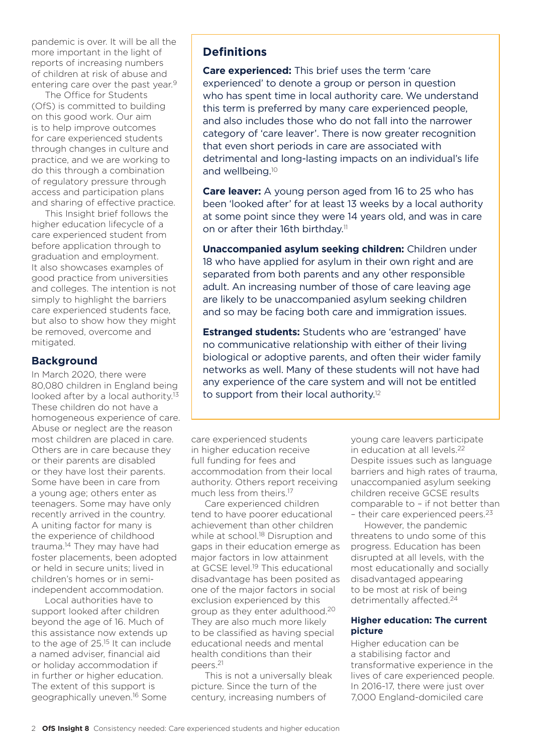pandemic is over. It will be all the more important in the light of reports of increasing numbers of children at risk of abuse and entering care over the past year.[9]

The Office for Students (OfS) is committed to building on this good work. Our aim is to help improve outcomes for care experienced students through changes in culture and practice, and we are working to do this through a combination of regulatory pressure through access and participation plans and sharing of effective practice.

This Insight brief follows the higher education lifecycle of a care experienced student from before application through to graduation and employment. It also showcases examples of good practice from universities and colleges. The intention is not simply to highlight the barriers care experienced students face, but also to show how they might be removed, overcome and mitigated.

## Definitions

**Care experienced:** This brief uses the term 'care experienced' to denote a group or person in question who has spent time in local authority care. We understand this term is preferred by many care experienced people, and also includes those who do not fall into the narrower category of 'care leaver'. There is now greater recognition that even short periods in care are associated with detrimental and long-lasting impacts on an individual's life and wellbeing.[10]

**Care leaver:** A young person aged from 16 to 25 who has been 'looked after' for at least 13 weeks by a local authority at some point since they were 14 years old, and was in care on or after their 16th birthday.[11]

**Unaccompanied asylum seeking children:** Children under 18 who have applied for asylum in their own right and are separated from both parents and any other responsible adult. An increasing number of those of care leaving age are likely to be unaccompanied asylum seeking children and so may be facing both care and immigration issues.

**Estranged students:** Students who are 'estranged' have no communicative relationship with either of their living biological or adoptive parents, and often their wider family networks as well. Many of these students will not have had any experience of the care system and will not be entitled to support from their local authority.[12]

## Background

In March 2020, there were 80,080 children in England being looked after by a local authority.[13] These children do not have a homogeneous experience of care. Abuse or neglect are the reason most children are placed in care. Others are in care because they or their parents are disabled or they have lost their parents. Some have been in care from a young age; others enter as teenagers. Some may have only recently arrived in the country. A uniting factor for many is the experience of childhood trauma.[14] They may have had foster placements, been adopted or held in secure units; lived in children's homes or in semi-independent accommodation.

Local authorities have to support looked after children beyond the age of 16. Much of this assistance now extends up to the age of 25.[15] It can include a named adviser, financial aid or holiday accommodation if in further or higher education. The extent of this support is geographically uneven.[16] Some care experienced students in higher education receive full funding for fees and accommodation from their local authority. Others report receiving much less from theirs.[17]

Care experienced children tend to have poorer educational achievement than other children while at school.[18] Disruption and gaps in their education emerge as major factors in low attainment at GCSE level.[19] This educational disadvantage has been posited as one of the major factors in social exclusion experienced by this group as they enter adulthood.[20] They are also much more likely to be classified as having special educational needs and mental health conditions than their peers.[21]

This is not a universally bleak picture. Since the turn of the century, increasing numbers of young care leavers participate in education at all levels.[22] Despite issues such as language barriers and high rates of trauma, unaccompanied asylum seeking children receive GCSE results comparable to – if not better than – their care experienced peers.[23]

However, the pandemic threatens to undo some of this progress. Education has been disrupted at all levels, with the most educationally and socially disadvantaged appearing to be most at risk of being detrimentally affected.[24]

### Higher education: The current picture

Higher education can be a stabilising factor and transformative experience in the lives of care experienced people. In 2016-17, there were just over 7,000 England-domiciled care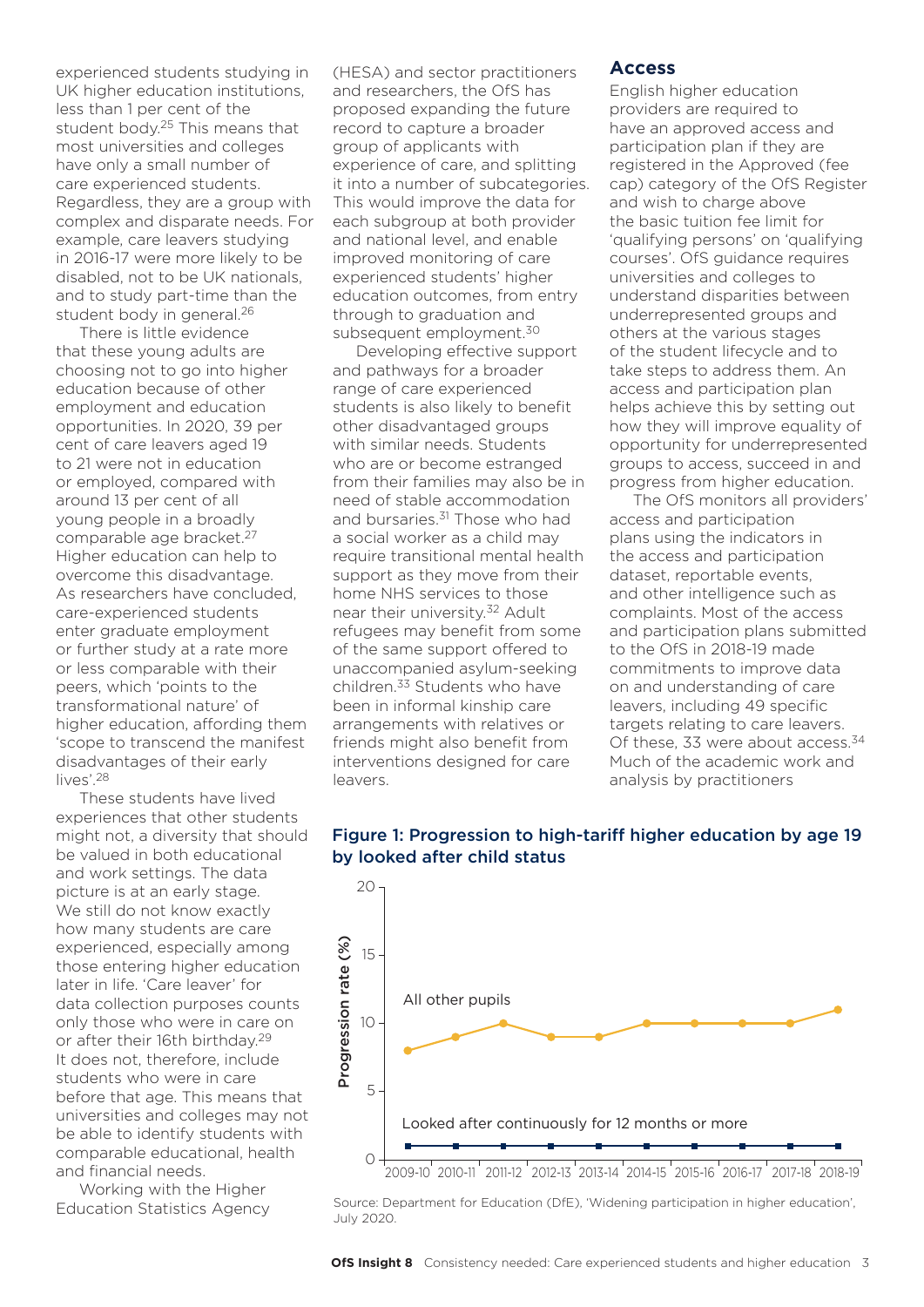experienced students studying in UK higher education institutions, less than 1 per cent of the student body.[25] This means that most universities and colleges have only a small number of care experienced students. Regardless, they are a group with complex and disparate needs. For example, care leavers studying in 2016-17 were more likely to be disabled, not to be UK nationals, and to study part-time than the student body in general.[26]

There is little evidence that these young adults are choosing not to go into higher education because of other employment and education opportunities. In 2020, 39 per cent of care leavers aged 19 to 21 were not in education or employed, compared with around 13 per cent of all young people in a broadly comparable age bracket.[27] Higher education can help to overcome this disadvantage. As researchers have concluded, care-experienced students enter graduate employment or further study at a rate more or less comparable with their peers, which 'points to the transformational nature' of higher education, affording them 'scope to transcend the manifest disadvantages of their early lives'.[28]

These students have lived experiences that other students might not, a diversity that should be valued in both educational and work settings. The data picture is at an early stage. We still do not know exactly how many students are care experienced, especially among those entering higher education later in life. 'Care leaver' for data collection purposes counts only those who were in care on or after their 16th birthday.[29] It does not, therefore, include students who were in care before that age. This means that universities and colleges may not be able to identify students with comparable educational, health and financial needs.

Working with the Higher Education Statistics Agency (HESA) and sector practitioners and researchers, the OfS has proposed expanding the future record to capture a broader group of applicants with experience of care, and splitting it into a number of subcategories. This would improve the data for each subgroup at both provider and national level, and enable improved monitoring of care experienced students' higher education outcomes, from entry through to graduation and subsequent employment.[30]

Developing effective support and pathways for a broader range of care experienced students is also likely to benefit other disadvantaged groups with similar needs. Students who are or become estranged from their families may also be in need of stable accommodation and bursaries.[31] Those who had a social worker as a child may require transitional mental health support as they move from their home NHS services to those near their university.[32] Adult refugees may benefit from some of the same support offered to unaccompanied asylum-seeking children.[33] Students who have been in informal kinship care arrangements with relatives or friends might also benefit from interventions designed for care leavers.

## Access

English higher education providers are required to have an approved access and participation plan if they are registered in the Approved (fee cap) category of the OfS Register and wish to charge above the basic tuition fee limit for 'qualifying persons' on 'qualifying courses'. OfS guidance requires universities and colleges to understand disparities between underrepresented groups and others at the various stages of the student lifecycle and to take steps to address them. An access and participation plan helps achieve this by setting out how they will improve equality of opportunity for underrepresented groups to access, succeed in and progress from higher education.

The OfS monitors all providers' access and participation plans using the indicators in the access and participation dataset, reportable events, and other intelligence such as complaints. Most of the access and participation plans submitted to the OfS in 2018-19 made commitments to improve data on and understanding of care leavers, including 49 specific targets relating to care leavers. Of these, 33 were about access.[34] Much of the academic work and analysis by practitioners

### Figure 1: Progression to high-tariff higher education by age 19 by looked after child status

| Year | All other pupils (%) | Looked after continuously for 12 months or more (%) |
|---|---|---|
| 2009-10 | 8 | 1 |
| 2010-11 | 9 | 1 |
| 2011-12 | 10 | 1 |
| 2012-13 | 9 | 1 |
| 2013-14 | 9 | 1 |
| 2014-15 | 10 | 1 |
| 2015-16 | 10 | 1 |
| 2016-17 | 10 | 1 |
| 2017-18 | 10 | 1 |
| 2018-19 | 11 | 1 |

Source: Department for Education (DfE), 'Widening participation in higher education', July 2020.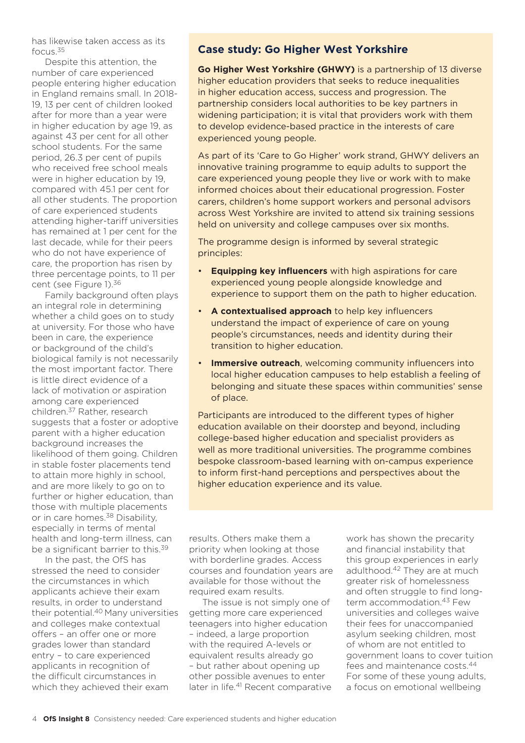has likewise taken access as its focus.[35]

Despite this attention, the number of care experienced people entering higher education in England remains small. In 2018-19, 13 per cent of children looked after for more than a year were in higher education by age 19, as against 43 per cent for all other school students. For the same period, 26.3 per cent of pupils who received free school meals were in higher education by 19, compared with 45.1 per cent for all other students. The proportion of care experienced students attending higher-tariff universities has remained at 1 per cent for the last decade, while for their peers who do not have experience of care, the proportion has risen by three percentage points, to 11 per cent (see Figure 1).[36]

Family background often plays an integral role in determining whether a child goes on to study at university. For those who have been in care, the experience or background of the child's biological family is not necessarily the most important factor. There is little direct evidence of a lack of motivation or aspiration among care experienced children.[37] Rather, research suggests that a foster or adoptive parent with a higher education background increases the likelihood of them going. Children in stable foster placements tend to attain more highly in school, and are more likely to go on to further or higher education, than those with multiple placements or in care homes.[38] Disability, especially in terms of mental health and long-term illness, can be a significant barrier to this.[39]

In the past, the OfS has stressed the need to consider the circumstances in which applicants achieve their exam results, in order to understand their potential.[40] Many universities and colleges make contextual offers – an offer one or more grades lower than standard entry – to care experienced applicants in recognition of the difficult circumstances in which they achieved their exam results. Others make them a priority when looking at those with borderline grades. Access courses and foundation years are available for those without the required exam results.

The issue is not simply one of getting more care experienced teenagers into higher education – indeed, a large proportion with the required A-levels or equivalent results already go – but rather about opening up other possible avenues to enter later in life.[41] Recent comparative work has shown the precarity and financial instability that this group experiences in early adulthood.[42] They are at much greater risk of homelessness and often struggle to find long-term accommodation.[43] Few universities and colleges waive their fees for unaccompanied asylum seeking children, most of whom are not entitled to government loans to cover tuition fees and maintenance costs.[44] For some of these young adults, a focus on emotional wellbeing

## Case study: Go Higher West Yorkshire

**Go Higher West Yorkshire (GHWY)** is a partnership of 13 diverse higher education providers that seeks to reduce inequalities in higher education access, success and progression. The partnership considers local authorities to be key partners in widening participation; it is vital that providers work with them to develop evidence-based practice in the interests of care experienced young people.

As part of its 'Care to Go Higher' work strand, GHWY delivers an innovative training programme to equip adults to support the care experienced young people they live or work with to make informed choices about their educational progression. Foster carers, children's home support workers and personal advisors across West Yorkshire are invited to attend six training sessions held on university and college campuses over six months.

The programme design is informed by several strategic principles:

- **Equipping key influencers** with high aspirations for care experienced young people alongside knowledge and experience to support them on the path to higher education.
- **A contextualised approach** to help key influencers understand the impact of experience of care on young people's circumstances, needs and identity during their transition to higher education.
- **Immersive outreach**, welcoming community influencers into local higher education campuses to help establish a feeling of belonging and situate these spaces within communities' sense of place.

Participants are introduced to the different types of higher education available on their doorstep and beyond, including college-based higher education and specialist providers as well as more traditional universities. The programme combines bespoke classroom-based learning with on-campus experience to inform first-hand perceptions and perspectives about the higher education experience and its value.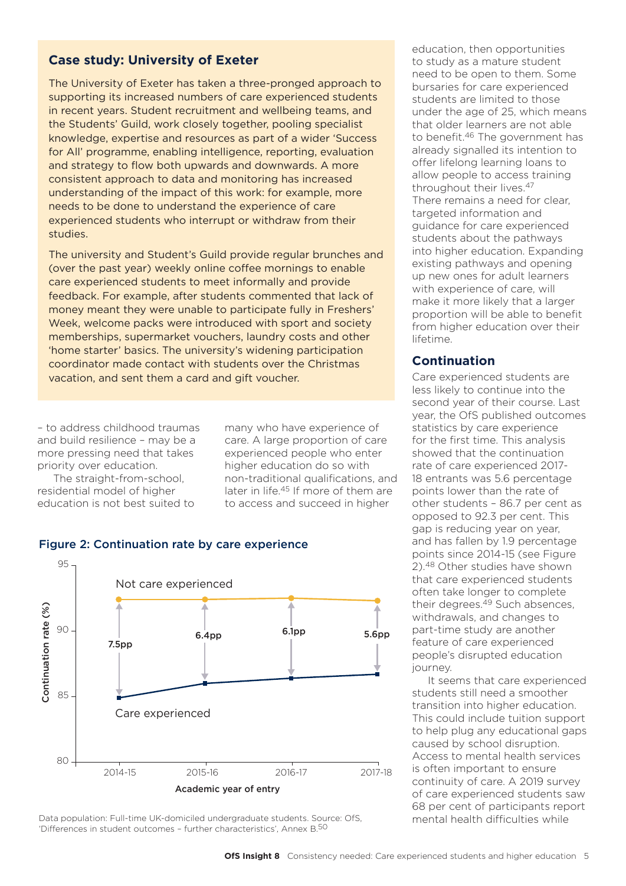## Case study: University of Exeter

The University of Exeter has taken a three-pronged approach to supporting its increased numbers of care experienced students in recent years. Student recruitment and wellbeing teams, and the Students' Guild, work closely together, pooling specialist knowledge, expertise and resources as part of a wider 'Success for All' programme, enabling intelligence, reporting, evaluation and strategy to flow both upwards and downwards. A more consistent approach to data and monitoring has increased understanding of the impact of this work: for example, more needs to be done to understand the experience of care experienced students who interrupt or withdraw from their studies.

The university and Student's Guild provide regular brunches and (over the past year) weekly online coffee mornings to enable care experienced students to meet informally and provide feedback. For example, after students commented that lack of money meant they were unable to participate fully in Freshers' Week, welcome packs were introduced with sport and society memberships, supermarket vouchers, laundry costs and other 'home starter' basics. The university's widening participation coordinator made contact with students over the Christmas vacation, and sent them a card and gift voucher.

– to address childhood traumas and build resilience – may be a more pressing need that takes priority over education.

The straight-from-school, residential model of higher education is not best suited to many who have experience of care. A large proportion of care experienced people who enter higher education do so with non-traditional qualifications, and later in life.[45] If more of them are to access and succeed in higher education, then opportunities to study as a mature student need to be open to them. Some bursaries for care experienced students are limited to those under the age of 25, which means that older learners are not able to benefit.[46] The government has already signalled its intention to offer lifelong learning loans to allow people to access training throughout their lives.[47] There remains a need for clear, targeted information and guidance for care experienced students about the pathways into higher education. Expanding existing pathways and opening up new ones for adult learners with experience of care, will make it more likely that a larger proportion will be able to benefit from higher education over their lifetime.

**Figure 2: Continuation rate by care experience**

| Academic year of entry | Not care experienced (%) | Care experienced (%) | Gap |
|---|---|---|---|
| 2014-15 | ~92.4 | ~84.9 | 7.5pp |
| 2015-16 | ~92.4 | ~86.0 | 6.4pp |
| 2016-17 | ~92.5 | ~86.4 | 6.1pp |
| 2017-18 | ~92.3 | ~86.7 | 5.6pp |

Data population: Full-time UK-domiciled undergraduate students. Source: OfS, 'Differences in student outcomes – further characteristics', Annex B.[50]

### Continuation

Care experienced students are less likely to continue into the second year of their course. Last year, the OfS published outcomes statistics by care experience for the first time. This analysis showed that the continuation rate of care experienced 2017-18 entrants was 5.6 percentage points lower than the rate of other students – 86.7 per cent as opposed to 92.3 per cent. This gap is reducing year on year, and has fallen by 1.9 percentage points since 2014-15 (see Figure 2).[48] Other studies have shown that care experienced students often take longer to complete their degrees.[49] Such absences, withdrawals, and changes to part-time study are another feature of care experienced people's disrupted education journey.

It seems that care experienced students still need a smoother transition into higher education. This could include tuition support to help plug any educational gaps caused by school disruption. Access to mental health services is often important to ensure continuity of care. A 2019 survey of care experienced students saw 68 per cent of participants report mental health difficulties while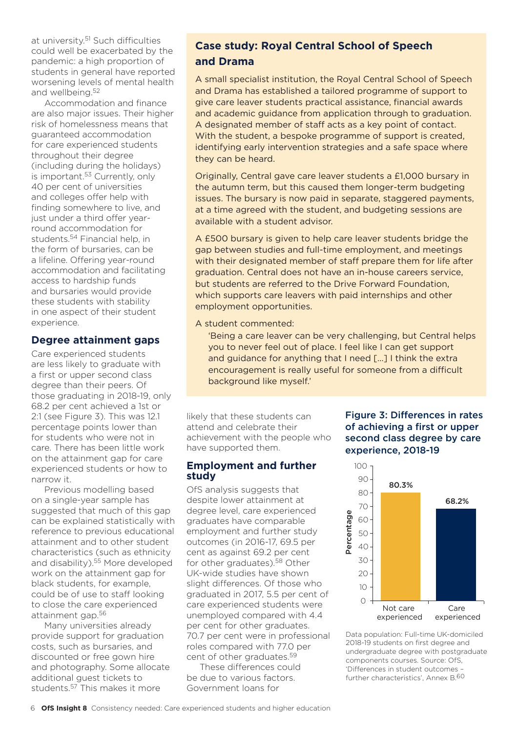at university.[51] Such difficulties could well be exacerbated by the pandemic: a high proportion of students in general have reported worsening levels of mental health and wellbeing.[52]

Accommodation and finance are also major issues. Their higher risk of homelessness means that guaranteed accommodation for care experienced students throughout their degree (including during the holidays) is important.[53] Currently, only 40 per cent of universities and colleges offer help with finding somewhere to live, and just under a third offer year-round accommodation for students.[54] Financial help, in the form of bursaries, can be a lifeline. Offering year-round accommodation and facilitating access to hardship funds and bursaries would provide these students with stability in one aspect of their student experience.

## Degree attainment gaps

Care experienced students are less likely to graduate with a first or upper second class degree than their peers. Of those graduating in 2018-19, only 68.2 per cent achieved a 1st or 2:1 (see Figure 3). This was 12.1 percentage points lower than for students who were not in care. There has been little work on the attainment gap for care experienced students or how to narrow it.

Previous modelling based on a single-year sample has suggested that much of this gap can be explained statistically with reference to previous educational attainment and to other student characteristics (such as ethnicity and disability).[55] More developed work on the attainment gap for black students, for example, could be of use to staff looking to close the care experienced attainment gap.[56]

Many universities already provide support for graduation costs, such as bursaries, and discounted or free gown hire and photography. Some allocate additional guest tickets to students.[57] This makes it more likely that these students can attend and celebrate their achievement with the people who have supported them.

### Case study: Royal Central School of Speech and Drama

A small specialist institution, the Royal Central School of Speech and Drama has established a tailored programme of support to give care leaver students practical assistance, financial awards and academic guidance from application through to graduation. A designated member of staff acts as a key point of contact. With the student, a bespoke programme of support is created, identifying early intervention strategies and a safe space where they can be heard.

Originally, Central gave care leaver students a £1,000 bursary in the autumn term, but this caused them longer-term budgeting issues. The bursary is now paid in separate, staggered payments, at a time agreed with the student, and budgeting sessions are available with a student advisor.

A £500 bursary is given to help care leaver students bridge the gap between studies and full-time employment, and meetings with their designated member of staff prepare them for life after graduation. Central does not have an in-house careers service, but students are referred to the Drive Forward Foundation, which supports care leavers with paid internships and other employment opportunities.

A student commented:

> 'Being a care leaver can be very challenging, but Central helps you to never feel out of place. I feel like I can get support and guidance for anything that I need […] I think the extra encouragement is really useful for someone from a difficult background like myself.'

## Employment and further study

OfS analysis suggests that despite lower attainment at degree level, care experienced graduates have comparable employment and further study outcomes (in 2016-17, 69.5 per cent as against 69.2 per cent for other graduates).[58] Other UK-wide studies have shown slight differences. Of those who graduated in 2017, 5.5 per cent of care experienced students were unemployed compared with 4.4 per cent for other graduates. 70.7 per cent were in professional roles compared with 77.0 per cent of other graduates.[59]

These differences could be due to various factors. Government loans for

**Figure 3: Differences in rates of achieving a first or upper second class degree by care experience, 2018-19**

| | Percentage |
|---|---|
| Not care experienced | 80.3% |
| Care experienced | 68.2% |

Data population: Full-time UK-domiciled 2018-19 students on first degree and undergraduate degree with postgraduate components courses. Source: OfS, 'Differences in student outcomes – further characteristics', Annex B.[60]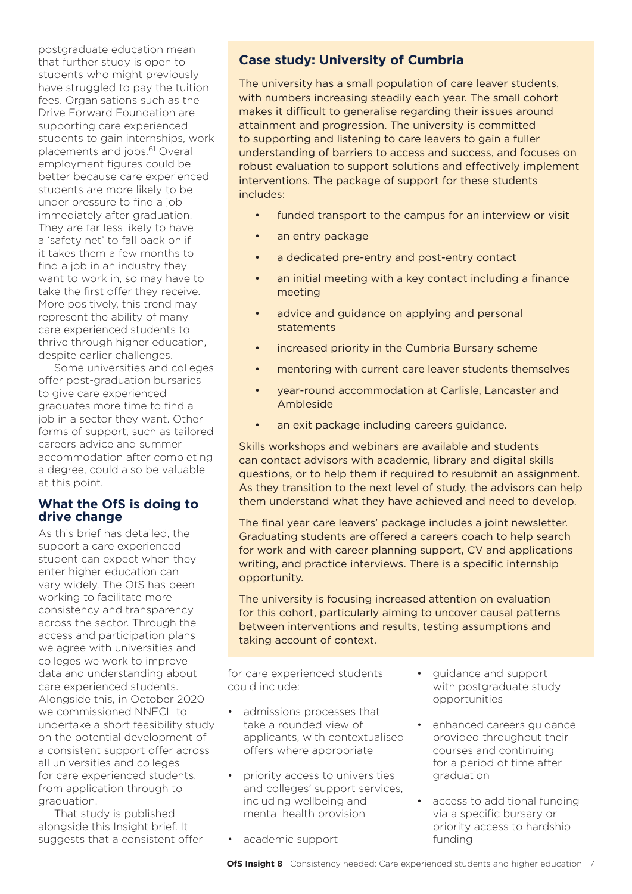postgraduate education mean that further study is open to students who might previously have struggled to pay the tuition fees. Organisations such as the Drive Forward Foundation are supporting care experienced students to gain internships, work placements and jobs.[61] Overall employment figures could be better because care experienced students are more likely to be under pressure to find a job immediately after graduation. They are far less likely to have a 'safety net' to fall back on if it takes them a few months to find a job in an industry they want to work in, so may have to take the first offer they receive. More positively, this trend may represent the ability of many care experienced students to thrive through higher education, despite earlier challenges.

Some universities and colleges offer post-graduation bursaries to give care experienced graduates more time to find a job in a sector they want. Other forms of support, such as tailored careers advice and summer accommodation after completing a degree, could also be valuable at this point.

## What the OfS is doing to drive change

As this brief has detailed, the support a care experienced student can expect when they enter higher education can vary widely. The OfS has been working to facilitate more consistency and transparency across the sector. Through the access and participation plans we agree with universities and colleges we work to improve data and understanding about care experienced students. Alongside this, in October 2020 we commissioned NNECL to undertake a short feasibility study on the potential development of a consistent support offer across all universities and colleges for care experienced students, from application through to graduation.

That study is published alongside this Insight brief. It suggests that a consistent offer for care experienced students could include:

- admissions processes that take a rounded view of applicants, with contextualised offers where appropriate
- priority access to universities and colleges' support services, including wellbeing and mental health provision
- academic support
- guidance and support with postgraduate study opportunities
- enhanced careers guidance provided throughout their courses and continuing for a period of time after graduation
- access to additional funding via a specific bursary or priority access to hardship funding

### Case study: University of Cumbria

The university has a small population of care leaver students, with numbers increasing steadily each year. The small cohort makes it difficult to generalise regarding their issues around attainment and progression. The university is committed to supporting and listening to care leavers to gain a fuller understanding of barriers to access and success, and focuses on robust evaluation to support solutions and effectively implement interventions. The package of support for these students includes:

- funded transport to the campus for an interview or visit
- an entry package
- a dedicated pre-entry and post-entry contact
- an initial meeting with a key contact including a finance meeting
- advice and guidance on applying and personal statements
- increased priority in the Cumbria Bursary scheme
- mentoring with current care leaver students themselves
- year-round accommodation at Carlisle, Lancaster and Ambleside
- an exit package including careers guidance.

Skills workshops and webinars are available and students can contact advisors with academic, library and digital skills questions, or to help them if required to resubmit an assignment. As they transition to the next level of study, the advisors can help them understand what they have achieved and need to develop.

The final year care leavers' package includes a joint newsletter. Graduating students are offered a careers coach to help search for work and with career planning support, CV and applications writing, and practice interviews. There is a specific internship opportunity.

The university is focusing increased attention on evaluation for this cohort, particularly aiming to uncover causal patterns between interventions and results, testing assumptions and taking account of context.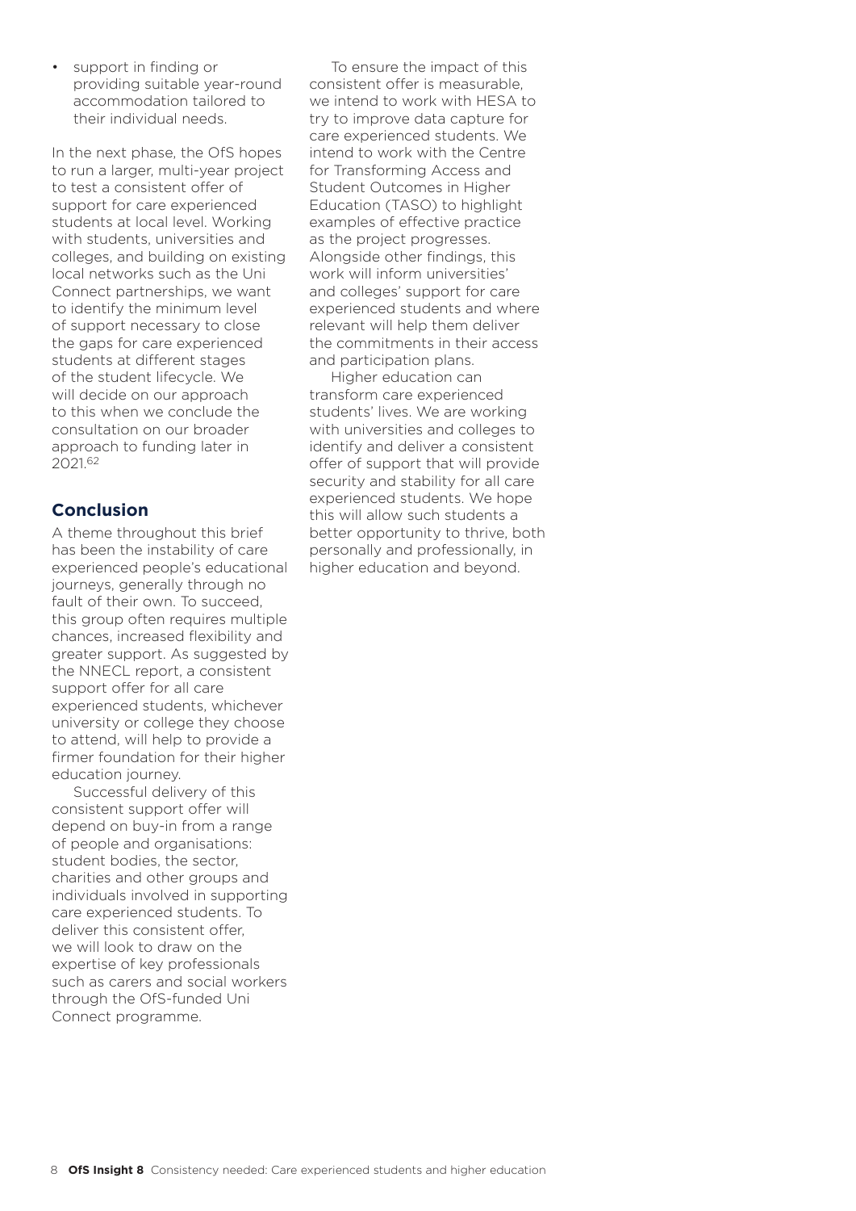- support in finding or providing suitable year-round accommodation tailored to their individual needs.

In the next phase, the OfS hopes to run a larger, multi-year project to test a consistent offer of support for care experienced students at local level. Working with students, universities and colleges, and building on existing local networks such as the Uni Connect partnerships, we want to identify the minimum level of support necessary to close the gaps for care experienced students at different stages of the student lifecycle. We will decide on our approach to this when we conclude the consultation on our broader approach to funding later in 2021.[62]

## Conclusion

A theme throughout this brief has been the instability of care experienced people's educational journeys, generally through no fault of their own. To succeed, this group often requires multiple chances, increased flexibility and greater support. As suggested by the NNECL report, a consistent support offer for all care experienced students, whichever university or college they choose to attend, will help to provide a firmer foundation for their higher education journey.

Successful delivery of this consistent support offer will depend on buy-in from a range of people and organisations: student bodies, the sector, charities and other groups and individuals involved in supporting care experienced students. To deliver this consistent offer, we will look to draw on the expertise of key professionals such as carers and social workers through the OfS-funded Uni Connect programme.

To ensure the impact of this consistent offer is measurable, we intend to work with HESA to try to improve data capture for care experienced students. We intend to work with the Centre for Transforming Access and Student Outcomes in Higher Education (TASO) to highlight examples of effective practice as the project progresses. Alongside other findings, this work will inform universities' and colleges' support for care experienced students and where relevant will help them deliver the commitments in their access and participation plans.

Higher education can transform care experienced students' lives. We are working with universities and colleges to identify and deliver a consistent offer of support that will provide security and stability for all care experienced students. We hope this will allow such students a better opportunity to thrive, both personally and professionally, in higher education and beyond.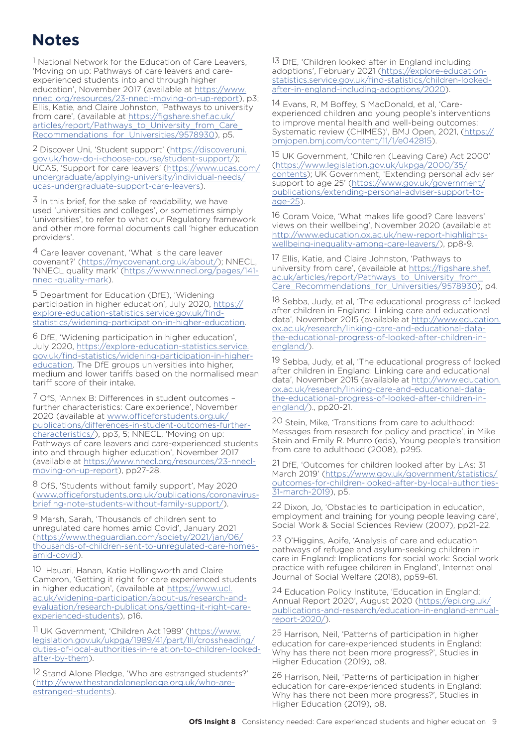# Notes

1 National Network for the Education of Care Leavers, 'Moving on up: Pathways of care leavers and care-experienced students into and through higher education', November 2017 (available at https://www.nnecl.org/resources/23-nnecl-moving-on-up-report), p3; Ellis, Katie, and Claire Johnston, 'Pathways to university from care', (available at https://figshare.shef.ac.uk/articles/report/Pathways_to_University_from_Care_Recommendations_for_Universities/9578930), p5.

2 Discover Uni, 'Student support' (https://discoveruni.gov.uk/how-do-i-choose-course/student-support/); UCAS, 'Support for care leavers' (https://www.ucas.com/undergraduate/applying-university/individual-needs/ucas-undergraduate-support-care-leavers).

3 In this brief, for the sake of readability, we have used 'universities and colleges', or sometimes simply 'universities', to refer to what our Regulatory framework and other more formal documents call 'higher education providers'.

4 Care leaver covenant, 'What is the care leaver covenant?' (https://mycovenant.org.uk/about/); NNECL, 'NNECL quality mark' (https://www.nnecl.org/pages/141-nnecl-quality-mark).

5 Department for Education (DfE), 'Widening participation in higher education', July 2020, https://explore-education-statistics.service.gov.uk/find-statistics/widening-participation-in-higher-education.

6 DfE, 'Widening participation in higher education', July 2020, https://explore-education-statistics.service.gov.uk/find-statistics/widening-participation-in-higher-education. The DfE groups universities into higher, medium and lower tariffs based on the normalised mean tariff score of their intake.

7 OfS, 'Annex B: Differences in student outcomes – further characteristics: Care experience', November 2020 (available at www.officeforstudents.org.uk/publications/differences-in-student-outcomes-further-characteristics/), pp3, 5; NNECL, 'Moving on up: Pathways of care leavers and care-experienced students into and through higher education', November 2017 (available at https://www.nnecl.org/resources/23-nnecl-moving-on-up-report), pp27-28.

8 OfS, 'Students without family support', May 2020 (www.officeforstudents.org.uk/publications/coronavirus-briefing-note-students-without-family-support/).

9 Marsh, Sarah, 'Thousands of children sent to unregulated care homes amid Covid', January 2021 (https://www.theguardian.com/society/2021/jan/06/thousands-of-children-sent-to-unregulated-care-homes-amid-covid).

10 Hauari, Hanan, Katie Hollingworth and Claire Cameron, 'Getting it right for care experienced students in higher education', (available at https://www.ucl.ac.uk/widening-participation/about-us/research-and-evaluation/research-publications/getting-it-right-care-experienced-students), p16.

11 UK Government, 'Children Act 1989' (https://www.legislation.gov.uk/ukpga/1989/41/part/III/crossheading/duties-of-local-authorities-in-relation-to-children-looked-after-by-them).

12 Stand Alone Pledge, 'Who are estranged students?' (http://www.thestandalonepledge.org.uk/who-are-estranged-students).

13 DfE, 'Children looked after in England including adoptions', February 2021 (https://explore-education-statistics.service.gov.uk/find-statistics/children-looked-after-in-england-including-adoptions/2020).

14 Evans, R, M Boffey, S MacDonald, et al, 'Care-experienced children and young people's interventions to improve mental health and well-being outcomes: Systematic review (CHIMES)', BMJ Open, 2021, (https://bmjopen.bmj.com/content/11/1/e042815).

15 UK Government, 'Children (Leaving Care) Act 2000' (https://www.legislation.gov.uk/ukpga/2000/35/contents); UK Government, 'Extending personal adviser support to age 25' (https://www.gov.uk/government/publications/extending-personal-adviser-support-to-age-25).

16 Coram Voice, 'What makes life good? Care leavers' views on their wellbeing', November 2020 (available at http://www.education.ox.ac.uk/new-report-highlights-wellbeing-inequality-among-care-leavers/), pp8-9.

17 Ellis, Katie, and Claire Johnston, 'Pathways to university from care', (available at https://figshare.shef.ac.uk/articles/report/Pathways_to_University_from_Care_Recommendations_for_Universities/9578930), p4.

18 Sebba, Judy, et al, 'The educational progress of looked after children in England: Linking care and educational data', November 2015 (available at http://www.education.ox.ac.uk/research/linking-care-and-educational-data-the-educational-progress-of-looked-after-children-in-england/).

19 Sebba, Judy, et al, 'The educational progress of looked after children in England: Linking care and educational data', November 2015 (available at http://www.education.ox.ac.uk/research/linking-care-and-educational-data-the-educational-progress-of-looked-after-children-in-england/)., pp20-21.

20 Stein, Mike, 'Transitions from care to adulthood: Messages from research for policy and practice', in Mike Stein and Emily R. Munro (eds), Young people's transition from care to adulthood (2008), p295.

21 DfE, 'Outcomes for children looked after by LAs: 31 March 2019' (https://www.gov.uk/government/statistics/outcomes-for-children-looked-after-by-local-authorities-31-march-2019), p5.

22 Dixon, Jo, 'Obstacles to participation in education, employment and training for young people leaving care', Social Work & Social Sciences Review (2007), pp21-22.

23 O'Higgins, Aoife, 'Analysis of care and education pathways of refugee and asylum-seeking children in care in England: Implications for social work: Social work practice with refugee children in England', International Journal of Social Welfare (2018), pp59-61.

24 Education Policy Institute, 'Education in England: Annual Report 2020', August 2020 (https://epi.org.uk/publications-and-research/education-in-england-annual-report-2020/).

25 Harrison, Neil, 'Patterns of participation in higher education for care-experienced students in England: Why has there not been more progress?', Studies in Higher Education (2019), p8.

26 Harrison, Neil, 'Patterns of participation in higher education for care-experienced students in England: Why has there not been more progress?', Studies in Higher Education (2019), p8.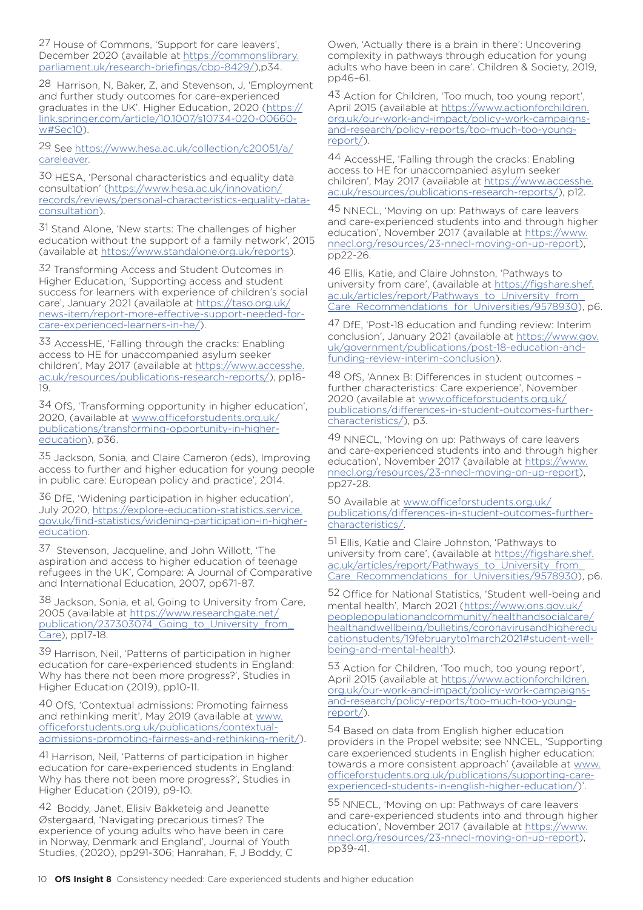27 House of Commons, 'Support for care leavers', December 2020 (available at https://commonslibrary.parliament.uk/research-briefings/cbp-8429/),p34.

28 Harrison, N, Baker, Z, and Stevenson, J, 'Employment and further study outcomes for care-experienced graduates in the UK'. Higher Education, 2020 (https://link.springer.com/article/10.1007/s10734-020-00660-w#Sec10).

29 See https://www.hesa.ac.uk/collection/c20051/a/careleaver.

30 HESA, 'Personal characteristics and equality data consultation' (https://www.hesa.ac.uk/innovation/records/reviews/personal-characteristics-equality-data-consultation).

31 Stand Alone, 'New starts: The challenges of higher education without the support of a family network', 2015 (available at https://www.standalone.org.uk/reports).

32 Transforming Access and Student Outcomes in Higher Education, 'Supporting access and student success for learners with experience of children's social care', January 2021 (available at https://taso.org.uk/news-item/report-more-effective-support-needed-for-care-experienced-learners-in-he/).

33 AccessHE, 'Falling through the cracks: Enabling access to HE for unaccompanied asylum seeker children', May 2017 (available at https://www.accesshe.ac.uk/resources/publications-research-reports/), pp16-19.

34 OfS, 'Transforming opportunity in higher education', 2020, (available at www.officeforstudents.org.uk/publications/transforming-opportunity-in-higher-education), p36.

35 Jackson, Sonia, and Claire Cameron (eds), Improving access to further and higher education for young people in public care: European policy and practice', 2014.

36 DfE, 'Widening participation in higher education', July 2020, https://explore-education-statistics.service.gov.uk/find-statistics/widening-participation-in-higher-education.

37 Stevenson, Jacqueline, and John Willott, 'The aspiration and access to higher education of teenage refugees in the UK', Compare: A Journal of Comparative and International Education, 2007, pp671-87.

38 Jackson, Sonia, et al, Going to University from Care, 2005 (available at https://www.researchgate.net/publication/237303074_Going_to_University_from_Care), pp17-18.

39 Harrison, Neil, 'Patterns of participation in higher education for care-experienced students in England: Why has there not been more progress?', Studies in Higher Education (2019), pp10-11.

40 OfS, 'Contextual admissions: Promoting fairness and rethinking merit', May 2019 (available at www.officeforstudents.org.uk/publications/contextual-admissions-promoting-fairness-and-rethinking-merit/).

41 Harrison, Neil, 'Patterns of participation in higher education for care-experienced students in England: Why has there not been more progress?', Studies in Higher Education (2019), p9-10.

42 Boddy, Janet, Elisiv Bakketeig and Jeanette Østergaard, 'Navigating precarious times? The experience of young adults who have been in care in Norway, Denmark and England', Journal of Youth Studies, (2020), pp291-306; Hanrahan, F, J Boddy, C Owen, 'Actually there is a brain in there': Uncovering complexity in pathways through education for young adults who have been in care'. Children & Society, 2019, pp46–61.

43 Action for Children, 'Too much, too young report', April 2015 (available at https://www.actionforchildren.org.uk/our-work-and-impact/policy-work-campaigns-and-research/policy-reports/too-much-too-young-report/).

44 AccessHE, 'Falling through the cracks: Enabling access to HE for unaccompanied asylum seeker children', May 2017 (available at https://www.accesshe.ac.uk/resources/publications-research-reports/), p12.

45 NNECL, 'Moving on up: Pathways of care leavers and care-experienced students into and through higher education', November 2017 (available at https://www.nnecl.org/resources/23-nnecl-moving-on-up-report), pp22-26.

46 Ellis, Katie, and Claire Johnston, 'Pathways to university from care', (available at https://figshare.shef.ac.uk/articles/report/Pathways_to_University_from_Care_Recommendations_for_Universities/9578930), p6.

47 DfE, 'Post-18 education and funding review: Interim conclusion', January 2021 (available at https://www.gov.uk/government/publications/post-18-education-and-funding-review-interim-conclusion).

48 OfS, 'Annex B: Differences in student outcomes – further characteristics: Care experience', November 2020 (available at www.officeforstudents.org.uk/publications/differences-in-student-outcomes-further-characteristics/), p3.

49 NNECL, 'Moving on up: Pathways of care leavers and care-experienced students into and through higher education', November 2017 (available at https://www.nnecl.org/resources/23-nnecl-moving-on-up-report), pp27-28.

50 Available at www.officeforstudents.org.uk/publications/differences-in-student-outcomes-further-characteristics/.

51 Ellis, Katie and Claire Johnston, 'Pathways to university from care', (available at https://figshare.shef.ac.uk/articles/report/Pathways_to_University_from_Care_Recommendations_for_Universities/9578930), p6.

52 Office for National Statistics, 'Student well-being and mental health', March 2021 (https://www.ons.gov.uk/peoplepopulationandcommunity/healthandsocialcare/healthandwellbeing/bulletins/coronavirusandhighereducationstudents/19februaryto1march2021#student-well-being-and-mental-health).

53 Action for Children, 'Too much, too young report', April 2015 (available at https://www.actionforchildren.org.uk/our-work-and-impact/policy-work-campaigns-and-research/policy-reports/too-much-too-young-report/).

54 Based on data from English higher education providers in the Propel website; see NNCEL, 'Supporting care experienced students in English higher education: towards a more consistent approach' (available at www.officeforstudents.org.uk/publications/supporting-care-experienced-students-in-english-higher-education/)'.

55 NNECL, 'Moving on up: Pathways of care leavers and care-experienced students into and through higher education', November 2017 (available at https://www.nnecl.org/resources/23-nnecl-moving-on-up-report), pp39-41.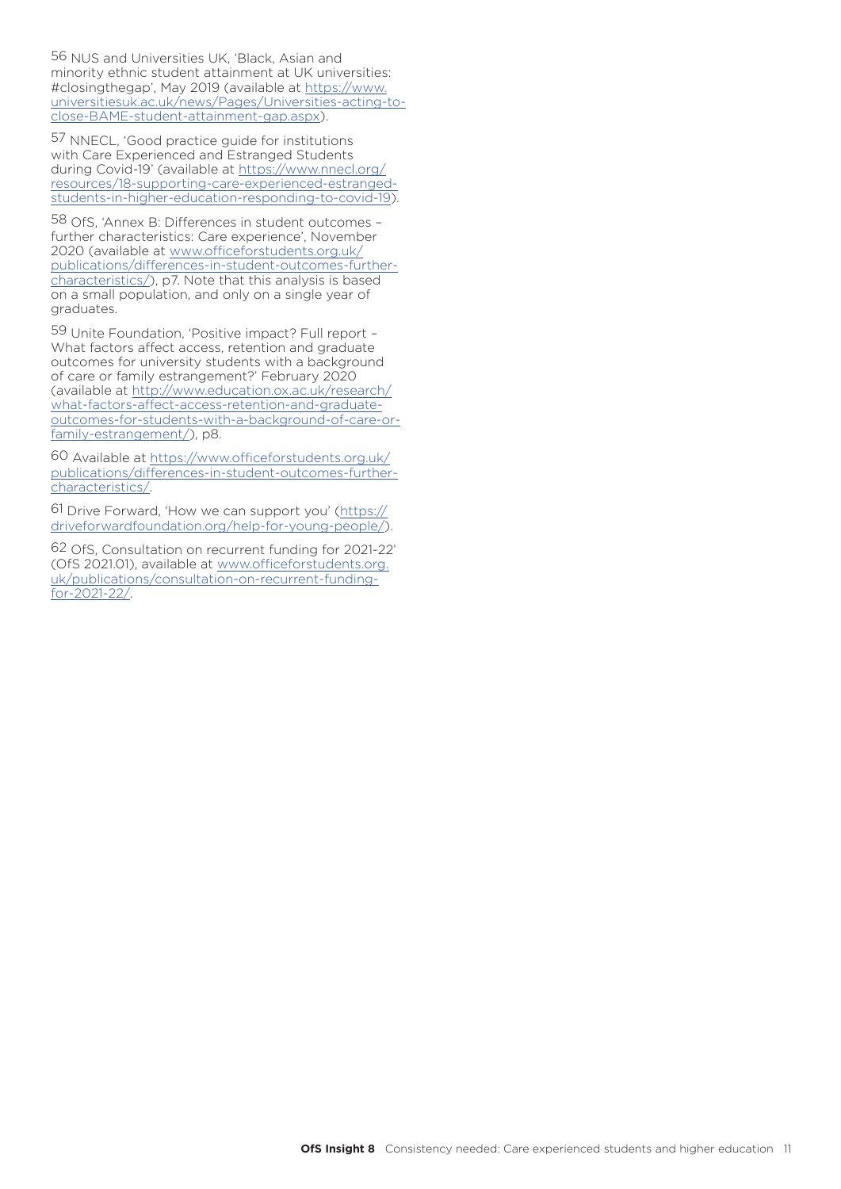56 NUS and Universities UK, 'Black, Asian and minority ethnic student attainment at UK universities: #closingthegap', May 2019 (available at https://www.universitiesuk.ac.uk/news/Pages/Universities-acting-to-close-BAME-student-attainment-gap.aspx).

57 NNECL, 'Good practice guide for institutions with Care Experienced and Estranged Students during Covid-19' (available at https://www.nnecl.org/resources/18-supporting-care-experienced-estranged-students-in-higher-education-responding-to-covid-19).

58 OfS, 'Annex B: Differences in student outcomes – further characteristics: Care experience', November 2020 (available at www.officeforstudents.org.uk/publications/differences-in-student-outcomes-further-characteristics/), p7. Note that this analysis is based on a small population, and only on a single year of graduates.

59 Unite Foundation, 'Positive impact? Full report – What factors affect access, retention and graduate outcomes for university students with a background of care or family estrangement?' February 2020 (available at http://www.education.ox.ac.uk/research/what-factors-affect-access-retention-and-graduate-outcomes-for-students-with-a-background-of-care-or-family-estrangement/), p8.

60 Available at https://www.officeforstudents.org.uk/publications/differences-in-student-outcomes-further-characteristics/.

61 Drive Forward, 'How we can support you' (https://driveforwardfoundation.org/help-for-young-people/).

62 OfS, Consultation on recurrent funding for 2021-22' (OfS 2021.01), available at www.officeforstudents.org.uk/publications/consultation-on-recurrent-funding-for-2021-22/.